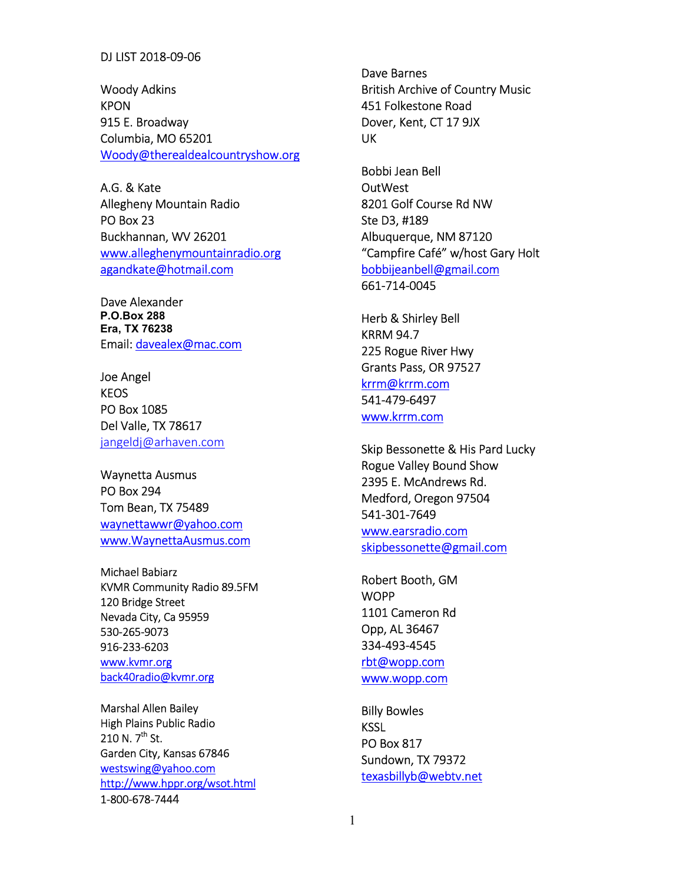DJ LIST 2018-09-06

Woody Adkins
KPON
915 E. Broadway
Columbia, MO 65201
Woody@therealdealcountryshow.org

A.G. & Kate
Allegheny Mountain Radio
PO Box 23
Buckhannan, WV 26201
www.alleghenymountainradio.org
agandkate@hotmail.com

Dave Alexander
**P.O.Box 288**
**Era, TX 76238**
Email: davealex@mac.com

Joe Angel
KEOS
PO Box 1085
Del Valle, TX 78617
jangeldj@arhaven.com

Waynetta Ausmus
PO Box 294
Tom Bean, TX 75489
waynettawwr@yahoo.com
www.WaynettaAusmus.com

Michael Babiarz
KVMR Community Radio 89.5FM
120 Bridge Street
Nevada City, Ca 95959
530-265-9073
916-233-6203
www.kvmr.org
back40radio@kvmr.org

Marshal Allen Bailey
High Plains Public Radio
210 N. 7th St.
Garden City, Kansas 67846
westswing@yahoo.com
http://www.hppr.org/wsot.html
1-800-678-7444

Dave Barnes
British Archive of Country Music
451 Folkestone Road
Dover, Kent, CT 17 9JX
UK

Bobbi Jean Bell
OutWest
8201 Golf Course Rd NW
Ste D3, #189
Albuquerque, NM 87120
"Campfire Café" w/host Gary Holt
bobbijeanbell@gmail.com
661-714-0045

Herb & Shirley Bell
KRRM 94.7
225 Rogue River Hwy
Grants Pass, OR 97527
krrm@krrm.com
541-479-6497
www.krrm.com

Skip Bessonette & His Pard Lucky
Rogue Valley Bound Show
2395 E. McAndrews Rd.
Medford, Oregon 97504
541-301-7649
www.earsradio.com
skipbessonette@gmail.com

Robert Booth, GM
WOPP
1101 Cameron Rd
Opp, AL 36467
334-493-4545
rbt@wopp.com
www.wopp.com

Billy Bowles
KSSL
PO Box 817
Sundown, TX 79372
texasbillyb@webtv.net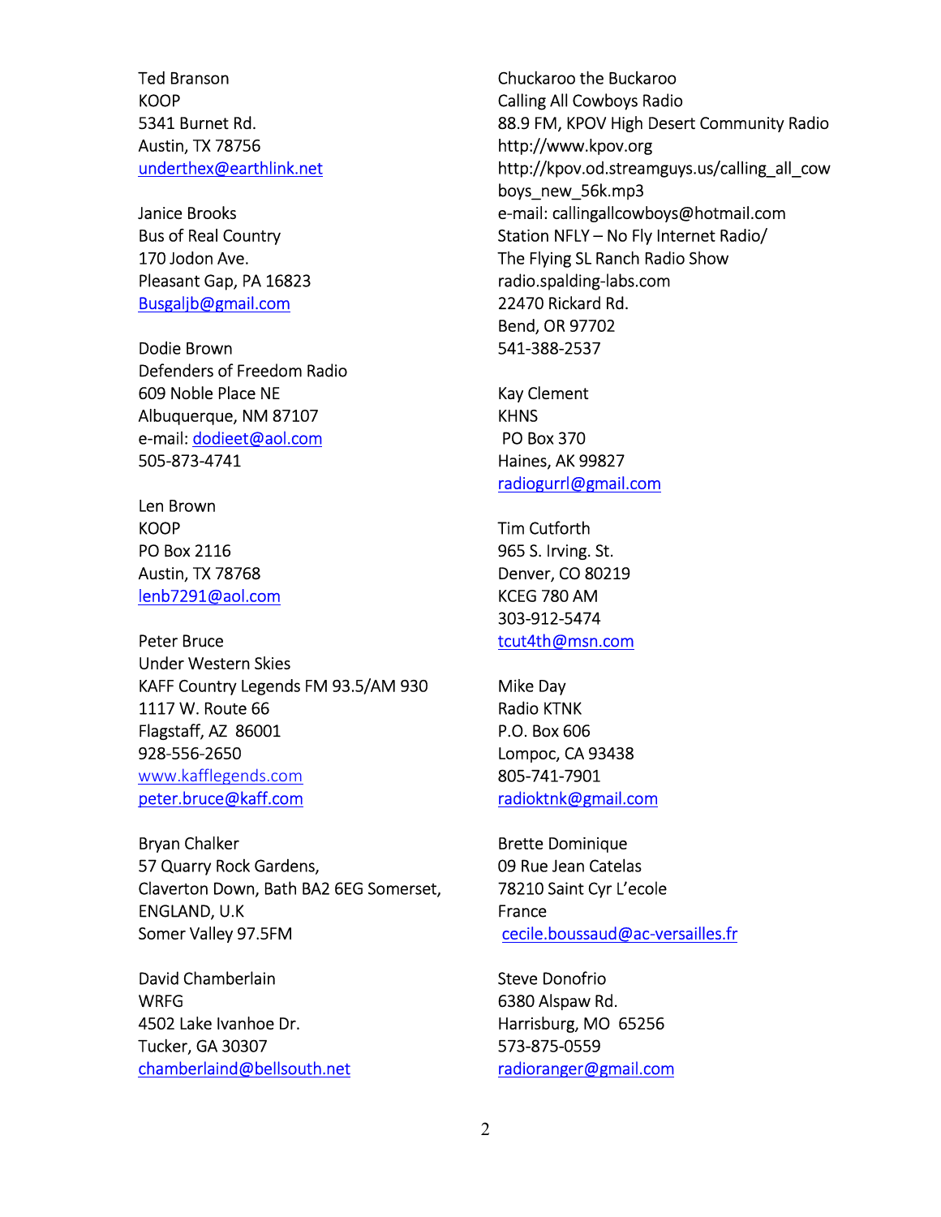Ted Branson  
KOOP  
5341 Burnet Rd.  
Austin, TX 78756  
underthex@earthlink.net

Janice Brooks  
Bus of Real Country  
170 Jodon Ave.  
Pleasant Gap, PA 16823  
Busgaljb@gmail.com

Dodie Brown  
Defenders of Freedom Radio  
609 Noble Place NE  
Albuquerque, NM 87107  
e-mail: dodieet@aol.com  
505-873-4741

Len Brown  
KOOP  
PO Box 2116  
Austin, TX 78768  
lenb7291@aol.com

Peter Bruce  
Under Western Skies  
KAFF Country Legends FM 93.5/AM 930  
1117 W. Route 66  
Flagstaff, AZ 86001  
928-556-2650  
www.kafflegends.com  
peter.bruce@kaff.com

Bryan Chalker  
57 Quarry Rock Gardens,  
Claverton Down, Bath BA2 6EG Somerset,  
ENGLAND, U.K  
Somer Valley 97.5FM

David Chamberlain  
WRFG  
4502 Lake Ivanhoe Dr.  
Tucker, GA 30307  
chamberlaind@bellsouth.net

Chuckaroo the Buckaroo  
Calling All Cowboys Radio  
88.9 FM, KPOV High Desert Community Radio  
http://www.kpov.org  
http://kpov.od.streamguys.us/calling_all_cowboys_new_56k.mp3  
e-mail: callingallcowboys@hotmail.com  
Station NFLY – No Fly Internet Radio/  
The Flying SL Ranch Radio Show  
radio.spalding-labs.com  
22470 Rickard Rd.  
Bend, OR 97702  
541-388-2537

Kay Clement  
KHNS  
PO Box 370  
Haines, AK 99827  
radiogurrl@gmail.com

Tim Cutforth  
965 S. Irving. St.  
Denver, CO 80219  
KCEG 780 AM  
303-912-5474  
tcut4th@msn.com

Mike Day  
Radio KTNK  
P.O. Box 606  
Lompoc, CA 93438  
805-741-7901  
radioktnk@gmail.com

Brette Dominique  
09 Rue Jean Catelas  
78210 Saint Cyr L'ecole  
France  
cecile.boussaud@ac-versailles.fr

Steve Donofrio  
6380 Alspaw Rd.  
Harrisburg, MO 65256  
573-875-0559  
radioranger@gmail.com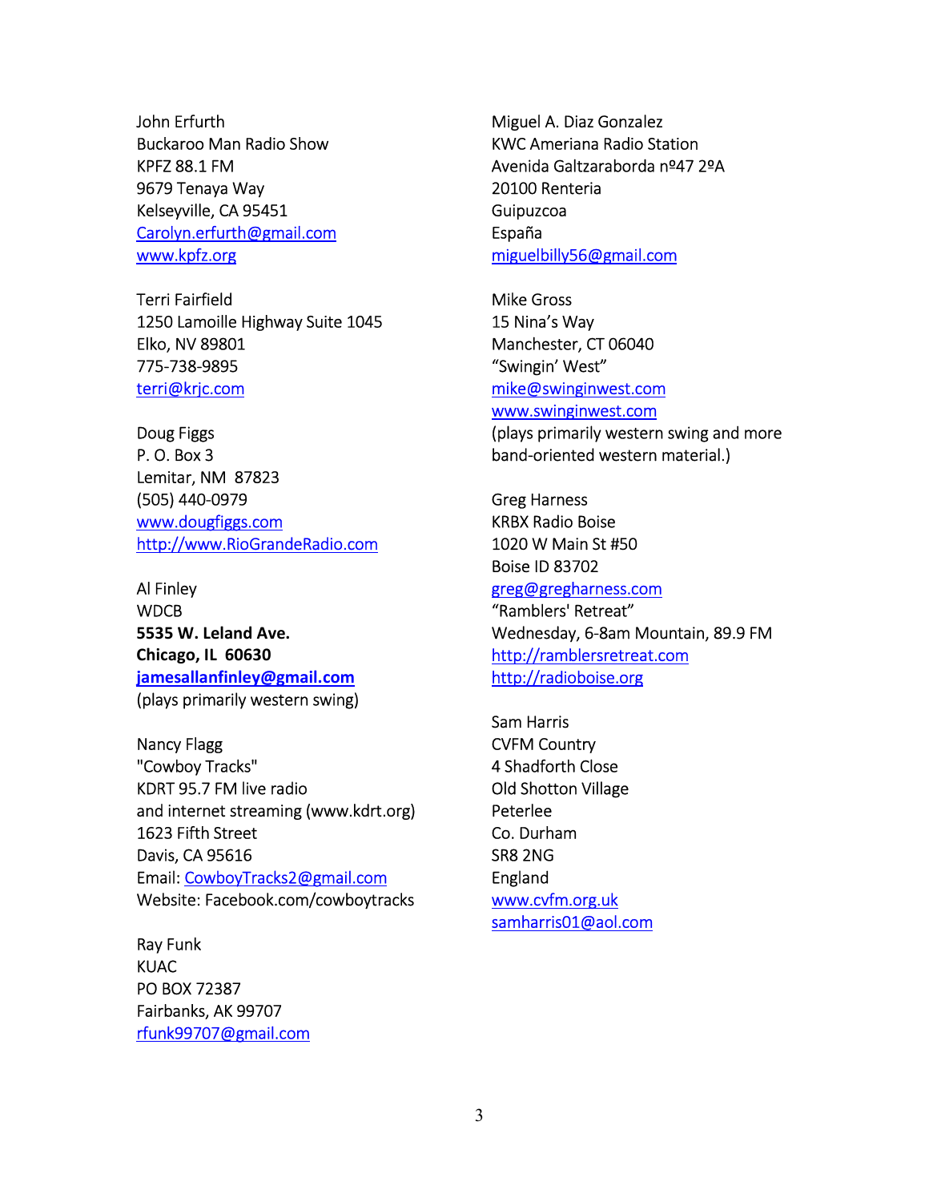John Erfurth
Buckaroo Man Radio Show
KPFZ 88.1 FM
9679 Tenaya Way
Kelseyville, CA 95451
Carolyn.erfurth@gmail.com
www.kpfz.org

Terri Fairfield
1250 Lamoille Highway Suite 1045
Elko, NV 89801
775-738-9895
terri@krjc.com

Doug Figgs
P. O. Box 3
Lemitar, NM  87823
(505) 440-0979
www.dougfiggs.com
http://www.RioGrandeRadio.com

Al Finley
WDCB
**5535 W. Leland Ave.**
**Chicago, IL  60630**
**jamesallanfinley@gmail.com**
(plays primarily western swing)

Nancy Flagg
"Cowboy Tracks"
KDRT 95.7 FM live radio
and internet streaming (www.kdrt.org)
1623 Fifth Street
Davis, CA 95616
Email: CowboyTracks2@gmail.com
Website: Facebook.com/cowboytracks

Ray Funk
KUAC
PO BOX 72387
Fairbanks, AK 99707
rfunk99707@gmail.com

Miguel A. Diaz Gonzalez
KWC Ameriana Radio Station
Avenida Galtzaraborda nº47 2ºA
20100 Renteria
Guipuzcoa
España
miguelbilly56@gmail.com

Mike Gross
15 Nina's Way
Manchester, CT 06040
"Swingin' West"
mike@swinginwest.com
www.swinginwest.com
(plays primarily western swing and more band-oriented western material.)

Greg Harness
KRBX Radio Boise
1020 W Main St #50
Boise ID 83702
greg@gregharness.com
"Ramblers' Retreat"
Wednesday, 6-8am Mountain, 89.9 FM
http://ramblersretreat.com
http://radioboise.org

Sam Harris
CVFM Country
4 Shadforth Close
Old Shotton Village
Peterlee
Co. Durham
SR8 2NG
England
www.cvfm.org.uk
samharris01@aol.com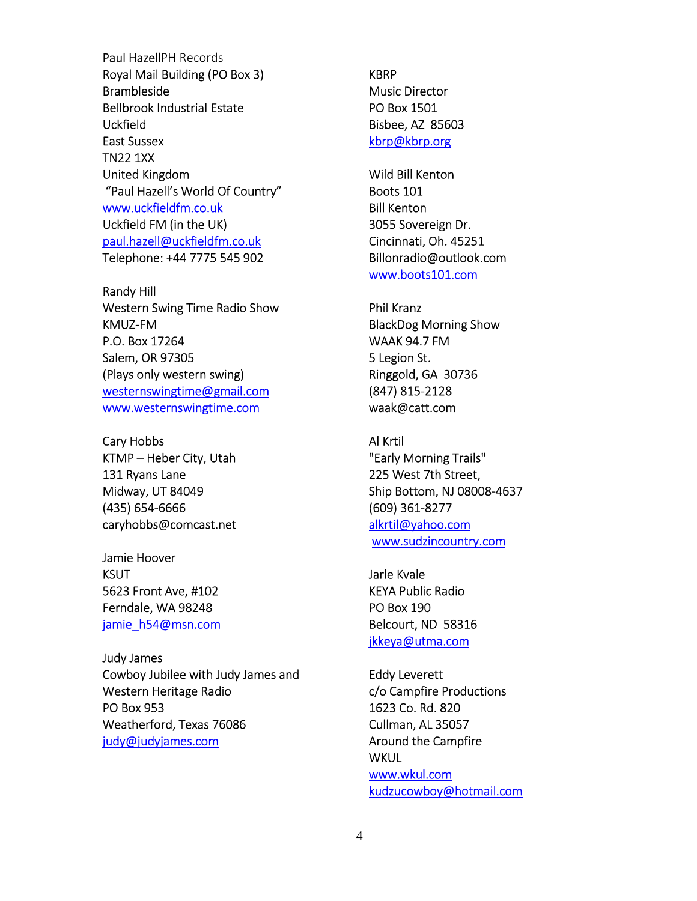Paul HazellPH Records
Royal Mail Building (PO Box 3)
Brambleside
Bellbrook Industrial Estate
Uckfield
East Sussex
TN22 1XX
United Kingdom
"Paul Hazell's World Of Country"
www.uckfieldfm.co.uk
Uckfield FM (in the UK)
paul.hazell@uckfieldfm.co.uk
Telephone: +44 7775 545 902

Randy Hill
Western Swing Time Radio Show
KMUZ-FM
P.O. Box 17264
Salem, OR 97305
(Plays only western swing)
westernswingtime@gmail.com
www.westernswingtime.com

Cary Hobbs
KTMP – Heber City, Utah
131 Ryans Lane
Midway, UT 84049
(435) 654-6666
caryhobbs@comcast.net

Jamie Hoover
KSUT
5623 Front Ave, #102
Ferndale, WA 98248
jamie_h54@msn.com

Judy James
Cowboy Jubilee with Judy James and
Western Heritage Radio
PO Box 953
Weatherford, Texas 76086
judy@judyjames.com

KBRP
Music Director
PO Box 1501
Bisbee, AZ 85603
kbrp@kbrp.org

Wild Bill Kenton
Boots 101
Bill Kenton
3055 Sovereign Dr.
Cincinnati, Oh. 45251
Billonradio@outlook.com
www.boots101.com

Phil Kranz
BlackDog Morning Show
WAAK 94.7 FM
5 Legion St.
Ringgold, GA 30736
(847) 815-2128
waak@catt.com

Al Krtil
"Early Morning Trails"
225 West 7th Street,
Ship Bottom, NJ 08008-4637
(609) 361-8277
alkrtil@yahoo.com
www.sudzincountry.com

Jarle Kvale
KEYA Public Radio
PO Box 190
Belcourt, ND 58316
jkkeya@utma.com

Eddy Leverett
c/o Campfire Productions
1623 Co. Rd. 820
Cullman, AL 35057
Around the Campfire
WKUL
www.wkul.com
kudzucowboy@hotmail.com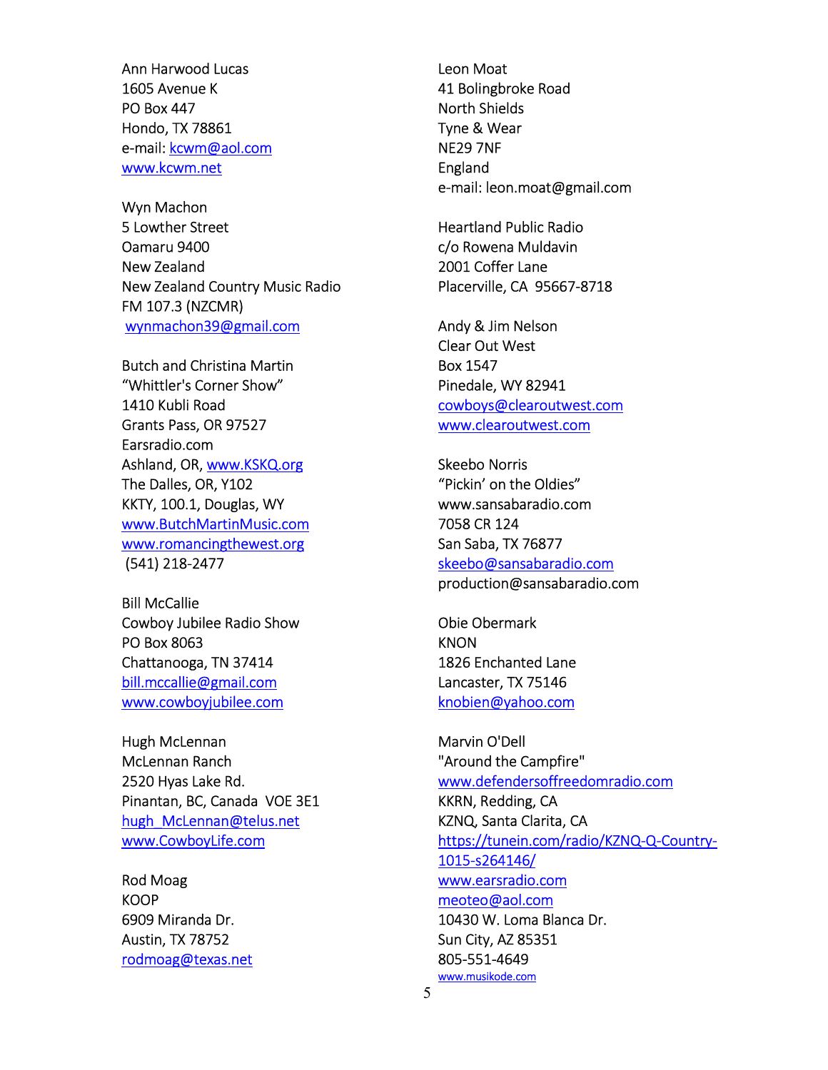Ann Harwood Lucas
1605 Avenue K
PO Box 447
Hondo, TX 78861
e-mail: kcwm@aol.com
www.kcwm.net

Wyn Machon
5 Lowther Street
Oamaru 9400
New Zealand
New Zealand Country Music Radio
FM 107.3 (NZCMR)
wynmachon39@gmail.com

Butch and Christina Martin
"Whittler's Corner Show"
1410 Kubli Road
Grants Pass, OR 97527
Earsradio.com
Ashland, OR, www.KSKQ.org
The Dalles, OR, Y102
KKTY, 100.1, Douglas, WY
www.ButchMartinMusic.com
www.romancingthewest.org
(541) 218-2477

Bill McCallie
Cowboy Jubilee Radio Show
PO Box 8063
Chattanooga, TN 37414
bill.mccallie@gmail.com
www.cowboyjubilee.com

Hugh McLennan
McLennan Ranch
2520 Hyas Lake Rd.
Pinantan, BC, Canada VOE 3E1
hugh_McLennan@telus.net
www.CowboyLife.com

Rod Moag
KOOP
6909 Miranda Dr.
Austin, TX 78752
rodmoag@texas.net

Leon Moat
41 Bolingbroke Road
North Shields
Tyne & Wear
NE29 7NF
England
e-mail: leon.moat@gmail.com

Heartland Public Radio
c/o Rowena Muldavin
2001 Coffer Lane
Placerville, CA 95667-8718

Andy & Jim Nelson
Clear Out West
Box 1547
Pinedale, WY 82941
cowboys@clearoutwest.com
www.clearoutwest.com

Skeebo Norris
"Pickin' on the Oldies"
www.sansabaradio.com
7058 CR 124
San Saba, TX 76877
skeebo@sansabaradio.com
production@sansabaradio.com

Obie Obermark
KNON
1826 Enchanted Lane
Lancaster, TX 75146
knobien@yahoo.com

Marvin O'Dell
"Around the Campfire"
www.defendersoffreedomradio.com
KKRN, Redding, CA
KZNQ, Santa Clarita, CA
https://tunein.com/radio/KZNQ-Q-Country-1015-s264146/
www.earsradio.com
meoteo@aol.com
10430 W. Loma Blanca Dr.
Sun City, AZ 85351
805-551-4649
www.musikode.com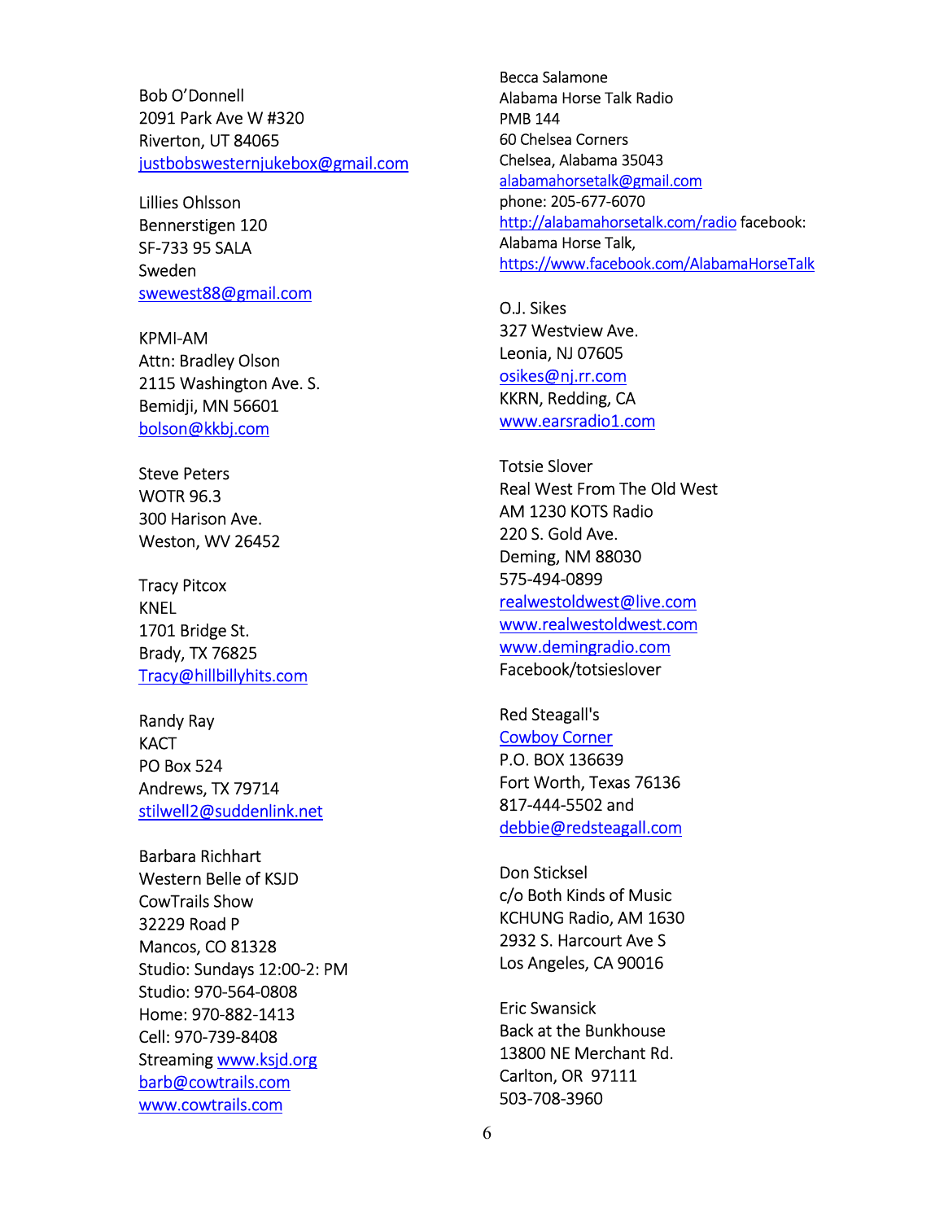Bob O'Donnell
2091 Park Ave W #320
Riverton, UT 84065
justbobswesternjukebox@gmail.com

Lillies Ohlsson
Bennerstigen 120
SF-733 95 SALA
Sweden
swewest88@gmail.com

KPMI-AM
Attn: Bradley Olson
2115 Washington Ave. S.
Bemidji, MN 56601
bolson@kkbj.com

Steve Peters
WOTR 96.3
300 Harison Ave.
Weston, WV 26452

Tracy Pitcox
KNEL
1701 Bridge St.
Brady, TX 76825
Tracy@hillbillyhits.com

Randy Ray
KACT
PO Box 524
Andrews, TX 79714
stilwell2@suddenlink.net

Barbara Richhart
Western Belle of KSJD
CowTrails Show
32229 Road P
Mancos, CO 81328
Studio: Sundays 12:00-2: PM
Studio: 970-564-0808
Home: 970-882-1413
Cell: 970-739-8408
Streaming www.ksjd.org
barb@cowtrails.com
www.cowtrails.com

Becca Salamone
Alabama Horse Talk Radio
PMB 144
60 Chelsea Corners
Chelsea, Alabama 35043
alabamahorsetalk@gmail.com
phone: 205-677-6070
http://alabamahorsetalk.com/radio facebook:
Alabama Horse Talk,
https://www.facebook.com/AlabamaHorseTalk

O.J. Sikes
327 Westview Ave.
Leonia, NJ 07605
osikes@nj.rr.com
KKRN, Redding, CA
www.earsradio1.com

Totsie Slover
Real West From The Old West
AM 1230 KOTS Radio
220 S. Gold Ave.
Deming, NM 88030
575-494-0899
realwestoldwest@live.com
www.realwestoldwest.com
www.demingradio.com
Facebook/totsieslover

Red Steagall's
Cowboy Corner
P.O. BOX 136639
Fort Worth, Texas 76136
817-444-5502 and
debbie@redsteagall.com

Don Sticksel
c/o Both Kinds of Music
KCHUNG Radio, AM 1630
2932 S. Harcourt Ave S
Los Angeles, CA 90016

Eric Swansick
Back at the Bunkhouse
13800 NE Merchant Rd.
Carlton, OR 97111
503-708-3960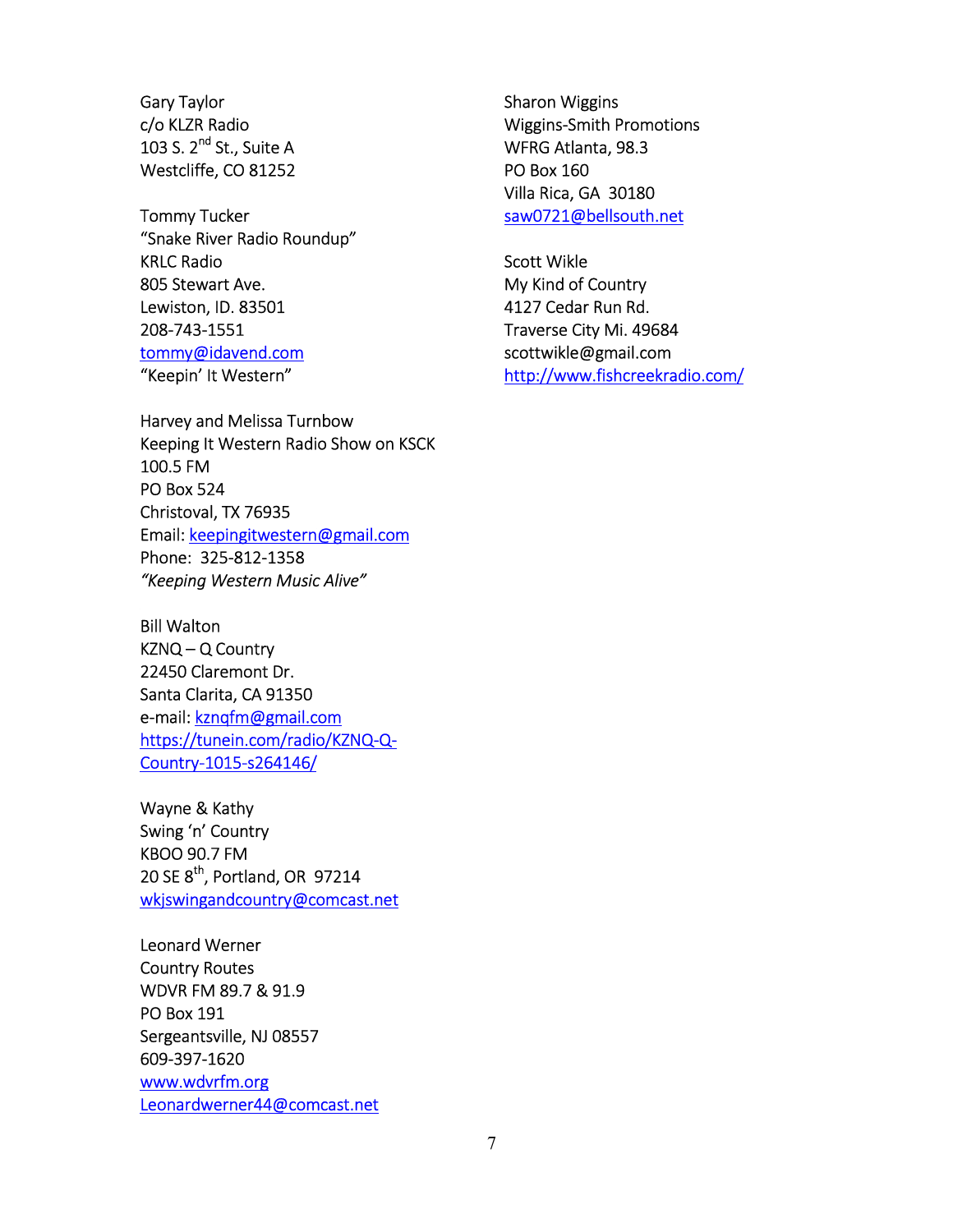Gary Taylor
c/o KLZR Radio
103 S. 2nd St., Suite A
Westcliffe, CO 81252

Tommy Tucker
"Snake River Radio Roundup"
KRLC Radio
805 Stewart Ave.
Lewiston, ID. 83501
208-743-1551
tommy@idavend.com
"Keepin' It Western"

Harvey and Melissa Turnbow
Keeping It Western Radio Show on KSCK 100.5 FM
PO Box 524
Christoval, TX 76935
Email: keepingitwestern@gmail.com
Phone: 325-812-1358
*"Keeping Western Music Alive"*

Bill Walton
KZNQ – Q Country
22450 Claremont Dr.
Santa Clarita, CA 91350
e-mail: kznqfm@gmail.com
https://tunein.com/radio/KZNQ-Q-Country-1015-s264146/

Wayne & Kathy
Swing 'n' Country
KBOO 90.7 FM
20 SE 8th, Portland, OR 97214
wkjswingandcountry@comcast.net

Leonard Werner
Country Routes
WDVR FM 89.7 & 91.9
PO Box 191
Sergeantsville, NJ 08557
609-397-1620
www.wdvrfm.org
Leonardwerner44@comcast.net

Sharon Wiggins
Wiggins-Smith Promotions
WFRG Atlanta, 98.3
PO Box 160
Villa Rica, GA 30180
saw0721@bellsouth.net

Scott Wikle
My Kind of Country
4127 Cedar Run Rd.
Traverse City Mi. 49684
scottwikle@gmail.com
http://www.fishcreekradio.com/